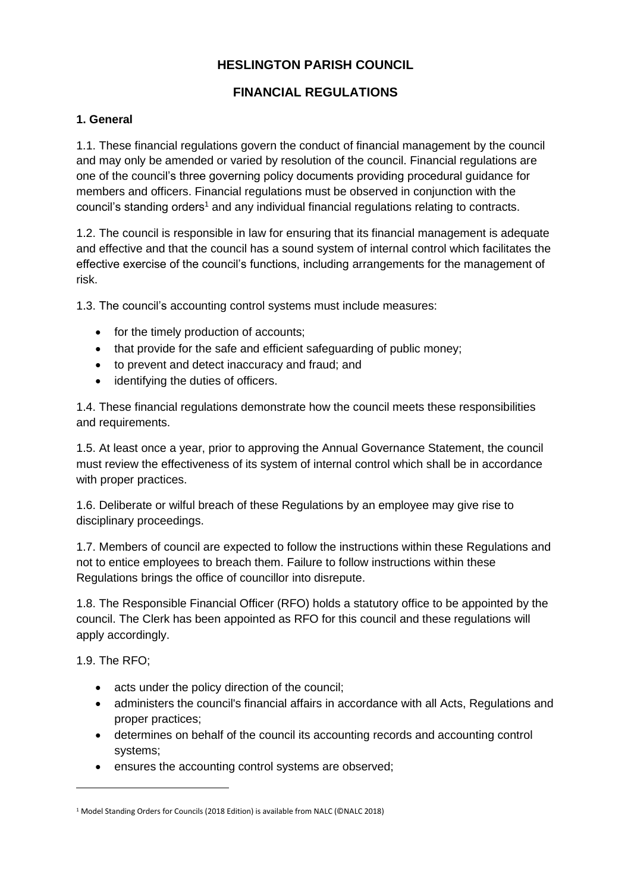# HESLINGTON PARISH COUNCIL

## FINANCIAL REGULATIONS

### 1. General

1.1. These financial regulations govern the conduct of financial management by the council and may only be amended or varied by resolution of the council. Financial regulations are one of the council's three governing policy documents providing procedural guidance for members and officers. Financial regulations must be observed in conjunction with the council's standing orders[1] and any individual financial regulations relating to contracts.

1.2. The council is responsible in law for ensuring that its financial management is adequate and effective and that the council has a sound system of internal control which facilitates the effective exercise of the council's functions, including arrangements for the management of risk.

1.3. The council's accounting control systems must include measures:

- for the timely production of accounts;
- that provide for the safe and efficient safeguarding of public money;
- to prevent and detect inaccuracy and fraud; and
- identifying the duties of officers.

1.4. These financial regulations demonstrate how the council meets these responsibilities and requirements.

1.5. At least once a year, prior to approving the Annual Governance Statement, the council must review the effectiveness of its system of internal control which shall be in accordance with proper practices.

1.6. Deliberate or wilful breach of these Regulations by an employee may give rise to disciplinary proceedings.

1.7. Members of council are expected to follow the instructions within these Regulations and not to entice employees to breach them. Failure to follow instructions within these Regulations brings the office of councillor into disrepute.

1.8. The Responsible Financial Officer (RFO) holds a statutory office to be appointed by the council. The Clerk has been appointed as RFO for this council and these regulations will apply accordingly.

1.9. The RFO;

- acts under the policy direction of the council;
- administers the council's financial affairs in accordance with all Acts, Regulations and proper practices;
- determines on behalf of the council its accounting records and accounting control systems;
- ensures the accounting control systems are observed;

---

[1] Model Standing Orders for Councils (2018 Edition) is available from NALC (©NALC 2018)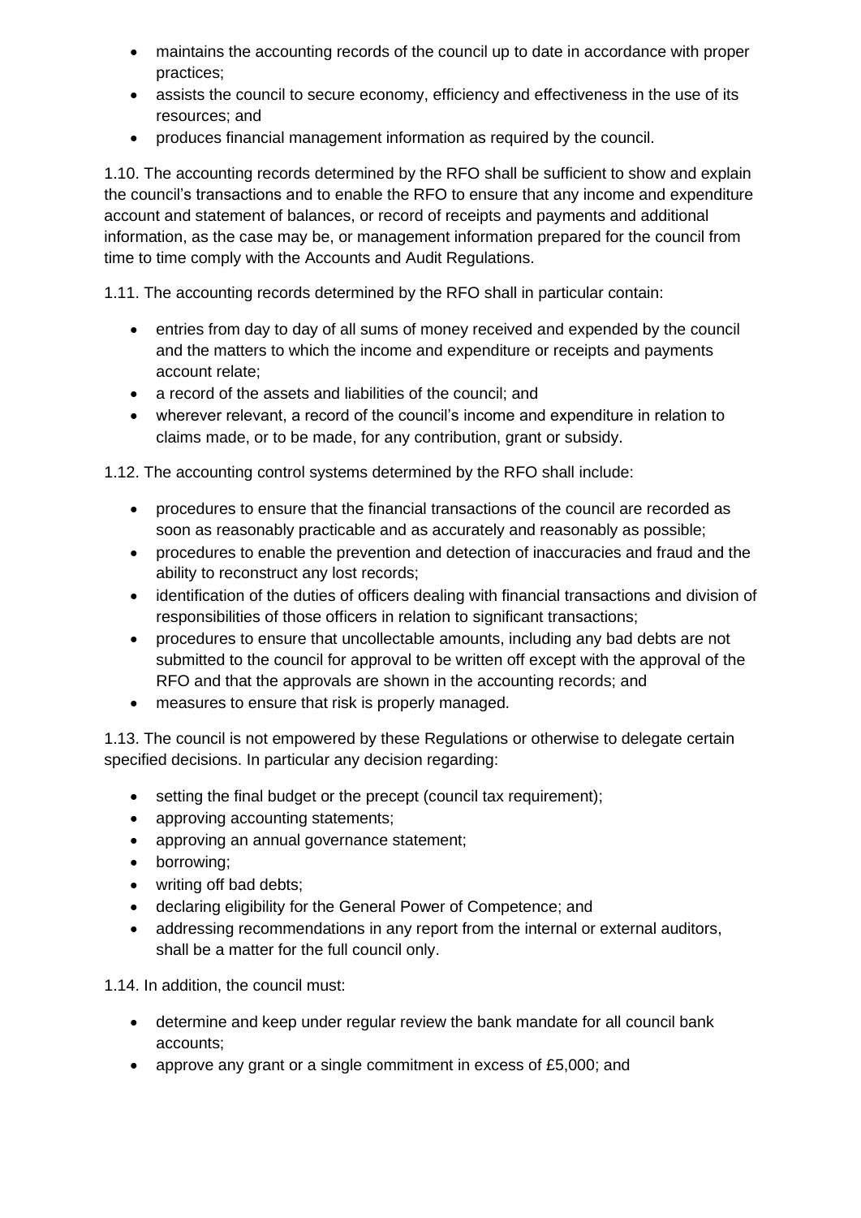- maintains the accounting records of the council up to date in accordance with proper practices;
- assists the council to secure economy, efficiency and effectiveness in the use of its resources; and
- produces financial management information as required by the council.

1.10. The accounting records determined by the RFO shall be sufficient to show and explain the council's transactions and to enable the RFO to ensure that any income and expenditure account and statement of balances, or record of receipts and payments and additional information, as the case may be, or management information prepared for the council from time to time comply with the Accounts and Audit Regulations.

1.11. The accounting records determined by the RFO shall in particular contain:

- entries from day to day of all sums of money received and expended by the council and the matters to which the income and expenditure or receipts and payments account relate;
- a record of the assets and liabilities of the council; and
- wherever relevant, a record of the council's income and expenditure in relation to claims made, or to be made, for any contribution, grant or subsidy.

1.12. The accounting control systems determined by the RFO shall include:

- procedures to ensure that the financial transactions of the council are recorded as soon as reasonably practicable and as accurately and reasonably as possible;
- procedures to enable the prevention and detection of inaccuracies and fraud and the ability to reconstruct any lost records;
- identification of the duties of officers dealing with financial transactions and division of responsibilities of those officers in relation to significant transactions;
- procedures to ensure that uncollectable amounts, including any bad debts are not submitted to the council for approval to be written off except with the approval of the RFO and that the approvals are shown in the accounting records; and
- measures to ensure that risk is properly managed.

1.13. The council is not empowered by these Regulations or otherwise to delegate certain specified decisions. In particular any decision regarding:

- setting the final budget or the precept (council tax requirement);
- approving accounting statements;
- approving an annual governance statement;
- borrowing;
- writing off bad debts;
- declaring eligibility for the General Power of Competence; and
- addressing recommendations in any report from the internal or external auditors, shall be a matter for the full council only.

1.14. In addition, the council must:

- determine and keep under regular review the bank mandate for all council bank accounts;
- approve any grant or a single commitment in excess of £5,000; and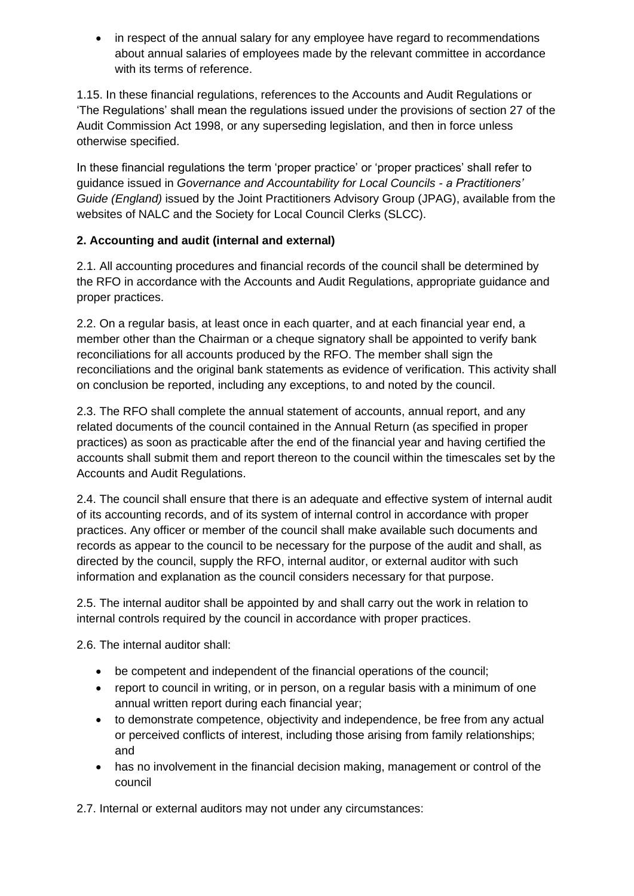- in respect of the annual salary for any employee have regard to recommendations about annual salaries of employees made by the relevant committee in accordance with its terms of reference.

1.15. In these financial regulations, references to the Accounts and Audit Regulations or 'The Regulations' shall mean the regulations issued under the provisions of section 27 of the Audit Commission Act 1998, or any superseding legislation, and then in force unless otherwise specified.

In these financial regulations the term 'proper practice' or 'proper practices' shall refer to guidance issued in *Governance and Accountability for Local Councils - a Practitioners' Guide (England)* issued by the Joint Practitioners Advisory Group (JPAG), available from the websites of NALC and the Society for Local Council Clerks (SLCC).

**2. Accounting and audit (internal and external)**

2.1. All accounting procedures and financial records of the council shall be determined by the RFO in accordance with the Accounts and Audit Regulations, appropriate guidance and proper practices.

2.2. On a regular basis, at least once in each quarter, and at each financial year end, a member other than the Chairman or a cheque signatory shall be appointed to verify bank reconciliations for all accounts produced by the RFO. The member shall sign the reconciliations and the original bank statements as evidence of verification. This activity shall on conclusion be reported, including any exceptions, to and noted by the council.

2.3. The RFO shall complete the annual statement of accounts, annual report, and any related documents of the council contained in the Annual Return (as specified in proper practices) as soon as practicable after the end of the financial year and having certified the accounts shall submit them and report thereon to the council within the timescales set by the Accounts and Audit Regulations.

2.4. The council shall ensure that there is an adequate and effective system of internal audit of its accounting records, and of its system of internal control in accordance with proper practices. Any officer or member of the council shall make available such documents and records as appear to the council to be necessary for the purpose of the audit and shall, as directed by the council, supply the RFO, internal auditor, or external auditor with such information and explanation as the council considers necessary for that purpose.

2.5. The internal auditor shall be appointed by and shall carry out the work in relation to internal controls required by the council in accordance with proper practices.

2.6. The internal auditor shall:

- be competent and independent of the financial operations of the council;
- report to council in writing, or in person, on a regular basis with a minimum of one annual written report during each financial year;
- to demonstrate competence, objectivity and independence, be free from any actual or perceived conflicts of interest, including those arising from family relationships; and
- has no involvement in the financial decision making, management or control of the council

2.7. Internal or external auditors may not under any circumstances: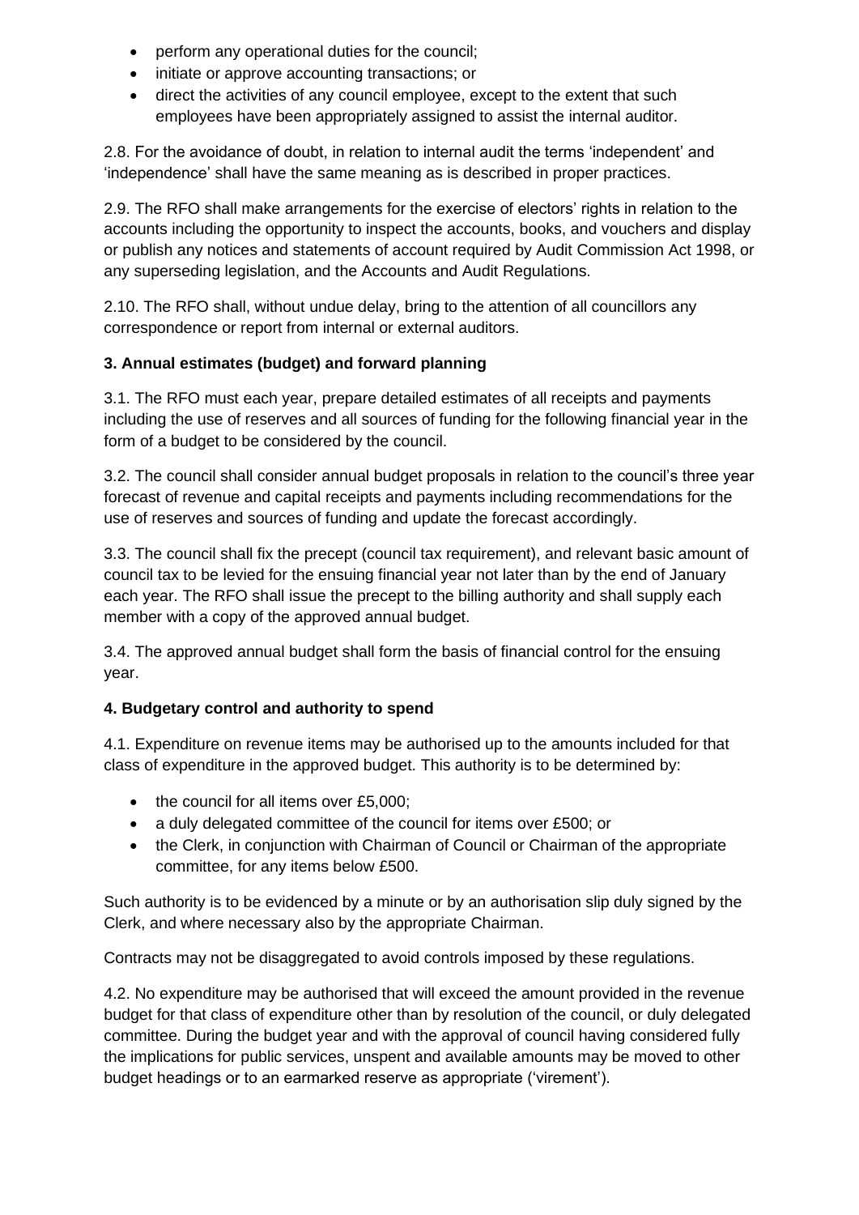- perform any operational duties for the council;
- initiate or approve accounting transactions; or
- direct the activities of any council employee, except to the extent that such employees have been appropriately assigned to assist the internal auditor.

2.8. For the avoidance of doubt, in relation to internal audit the terms 'independent' and 'independence' shall have the same meaning as is described in proper practices.

2.9. The RFO shall make arrangements for the exercise of electors' rights in relation to the accounts including the opportunity to inspect the accounts, books, and vouchers and display or publish any notices and statements of account required by Audit Commission Act 1998, or any superseding legislation, and the Accounts and Audit Regulations.

2.10. The RFO shall, without undue delay, bring to the attention of all councillors any correspondence or report from internal or external auditors.

**3. Annual estimates (budget) and forward planning**

3.1. The RFO must each year, prepare detailed estimates of all receipts and payments including the use of reserves and all sources of funding for the following financial year in the form of a budget to be considered by the council.

3.2. The council shall consider annual budget proposals in relation to the council's three year forecast of revenue and capital receipts and payments including recommendations for the use of reserves and sources of funding and update the forecast accordingly.

3.3. The council shall fix the precept (council tax requirement), and relevant basic amount of council tax to be levied for the ensuing financial year not later than by the end of January each year. The RFO shall issue the precept to the billing authority and shall supply each member with a copy of the approved annual budget.

3.4. The approved annual budget shall form the basis of financial control for the ensuing year.

**4. Budgetary control and authority to spend**

4.1. Expenditure on revenue items may be authorised up to the amounts included for that class of expenditure in the approved budget. This authority is to be determined by:

- the council for all items over £5,000;
- a duly delegated committee of the council for items over £500; or
- the Clerk, in conjunction with Chairman of Council or Chairman of the appropriate committee, for any items below £500.

Such authority is to be evidenced by a minute or by an authorisation slip duly signed by the Clerk, and where necessary also by the appropriate Chairman.

Contracts may not be disaggregated to avoid controls imposed by these regulations.

4.2. No expenditure may be authorised that will exceed the amount provided in the revenue budget for that class of expenditure other than by resolution of the council, or duly delegated committee. During the budget year and with the approval of council having considered fully the implications for public services, unspent and available amounts may be moved to other budget headings or to an earmarked reserve as appropriate ('virement').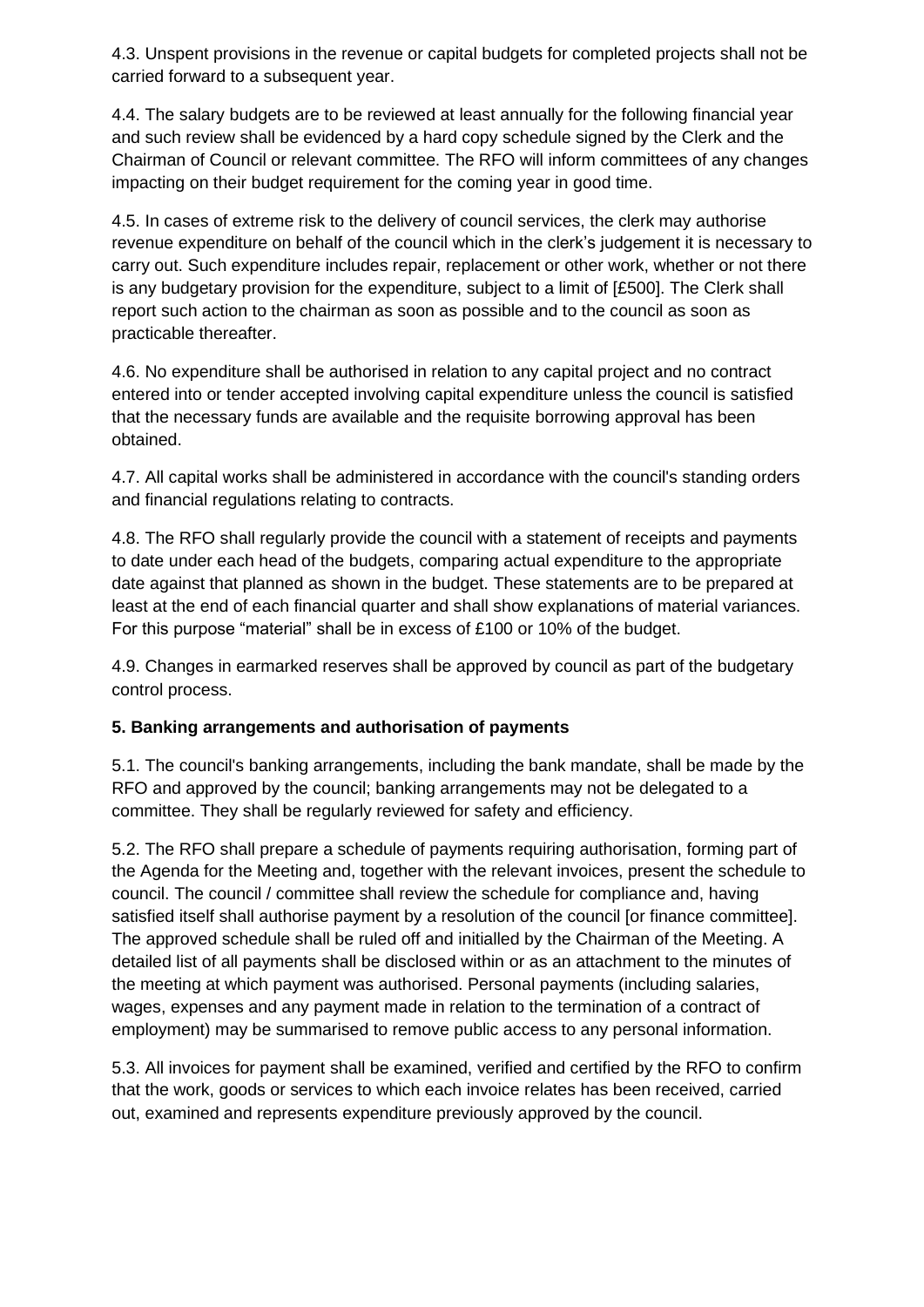4.3. Unspent provisions in the revenue or capital budgets for completed projects shall not be carried forward to a subsequent year.

4.4. The salary budgets are to be reviewed at least annually for the following financial year and such review shall be evidenced by a hard copy schedule signed by the Clerk and the Chairman of Council or relevant committee. The RFO will inform committees of any changes impacting on their budget requirement for the coming year in good time.

4.5. In cases of extreme risk to the delivery of council services, the clerk may authorise revenue expenditure on behalf of the council which in the clerk's judgement it is necessary to carry out. Such expenditure includes repair, replacement or other work, whether or not there is any budgetary provision for the expenditure, subject to a limit of [£500]. The Clerk shall report such action to the chairman as soon as possible and to the council as soon as practicable thereafter.

4.6. No expenditure shall be authorised in relation to any capital project and no contract entered into or tender accepted involving capital expenditure unless the council is satisfied that the necessary funds are available and the requisite borrowing approval has been obtained.

4.7. All capital works shall be administered in accordance with the council's standing orders and financial regulations relating to contracts.

4.8. The RFO shall regularly provide the council with a statement of receipts and payments to date under each head of the budgets, comparing actual expenditure to the appropriate date against that planned as shown in the budget. These statements are to be prepared at least at the end of each financial quarter and shall show explanations of material variances. For this purpose "material" shall be in excess of £100 or 10% of the budget.

4.9. Changes in earmarked reserves shall be approved by council as part of the budgetary control process.

**5. Banking arrangements and authorisation of payments**

5.1. The council's banking arrangements, including the bank mandate, shall be made by the RFO and approved by the council; banking arrangements may not be delegated to a committee. They shall be regularly reviewed for safety and efficiency.

5.2. The RFO shall prepare a schedule of payments requiring authorisation, forming part of the Agenda for the Meeting and, together with the relevant invoices, present the schedule to council. The council / committee shall review the schedule for compliance and, having satisfied itself shall authorise payment by a resolution of the council [or finance committee]. The approved schedule shall be ruled off and initialled by the Chairman of the Meeting. A detailed list of all payments shall be disclosed within or as an attachment to the minutes of the meeting at which payment was authorised. Personal payments (including salaries, wages, expenses and any payment made in relation to the termination of a contract of employment) may be summarised to remove public access to any personal information.

5.3. All invoices for payment shall be examined, verified and certified by the RFO to confirm that the work, goods or services to which each invoice relates has been received, carried out, examined and represents expenditure previously approved by the council.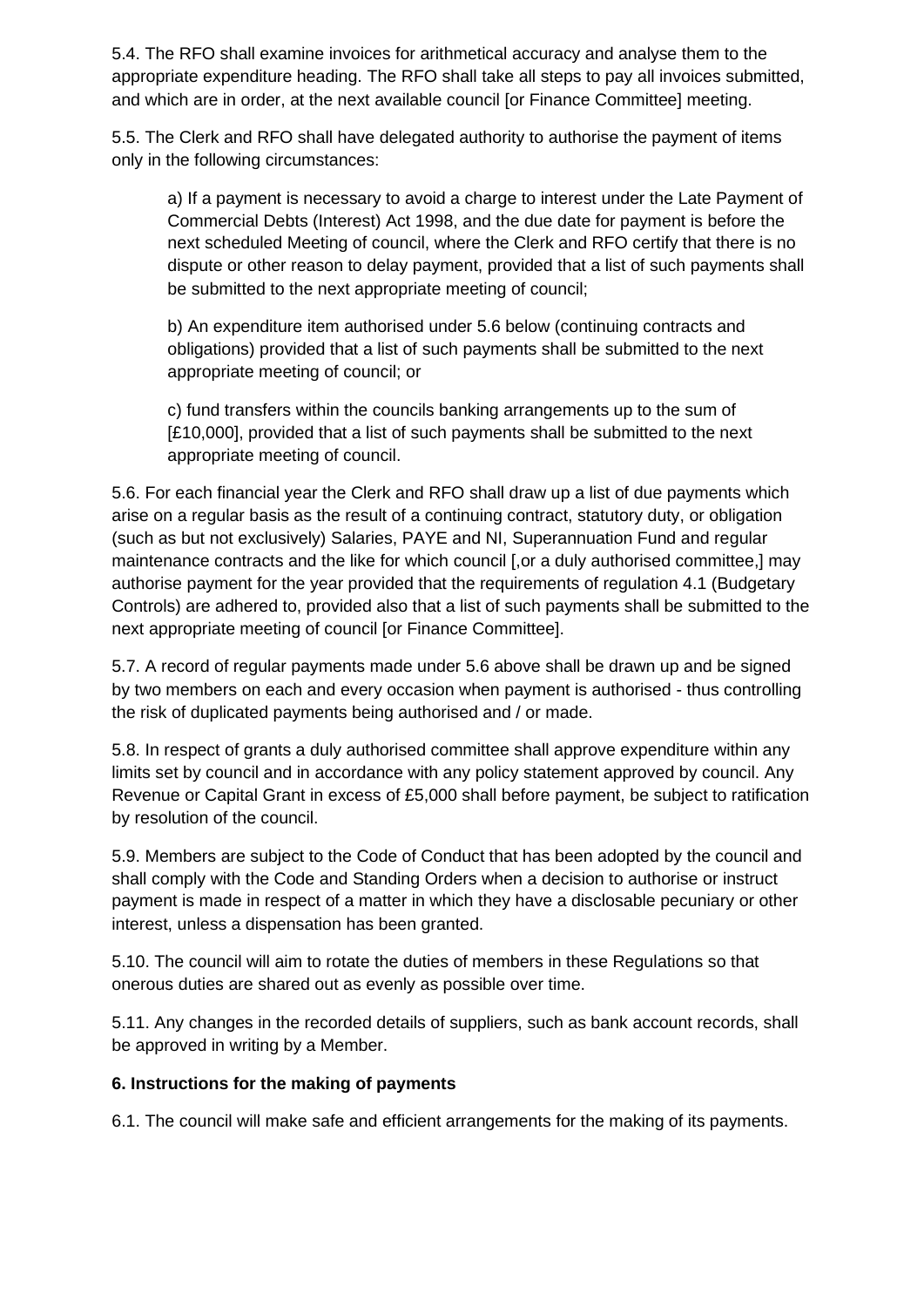5.4. The RFO shall examine invoices for arithmetical accuracy and analyse them to the appropriate expenditure heading. The RFO shall take all steps to pay all invoices submitted, and which are in order, at the next available council [or Finance Committee] meeting.

5.5. The Clerk and RFO shall have delegated authority to authorise the payment of items only in the following circumstances:

a) If a payment is necessary to avoid a charge to interest under the Late Payment of Commercial Debts (Interest) Act 1998, and the due date for payment is before the next scheduled Meeting of council, where the Clerk and RFO certify that there is no dispute or other reason to delay payment, provided that a list of such payments shall be submitted to the next appropriate meeting of council;

b) An expenditure item authorised under 5.6 below (continuing contracts and obligations) provided that a list of such payments shall be submitted to the next appropriate meeting of council; or

c) fund transfers within the councils banking arrangements up to the sum of [£10,000], provided that a list of such payments shall be submitted to the next appropriate meeting of council.

5.6. For each financial year the Clerk and RFO shall draw up a list of due payments which arise on a regular basis as the result of a continuing contract, statutory duty, or obligation (such as but not exclusively) Salaries, PAYE and NI, Superannuation Fund and regular maintenance contracts and the like for which council [,or a duly authorised committee,] may authorise payment for the year provided that the requirements of regulation 4.1 (Budgetary Controls) are adhered to, provided also that a list of such payments shall be submitted to the next appropriate meeting of council [or Finance Committee].

5.7. A record of regular payments made under 5.6 above shall be drawn up and be signed by two members on each and every occasion when payment is authorised - thus controlling the risk of duplicated payments being authorised and / or made.

5.8. In respect of grants a duly authorised committee shall approve expenditure within any limits set by council and in accordance with any policy statement approved by council. Any Revenue or Capital Grant in excess of £5,000 shall before payment, be subject to ratification by resolution of the council.

5.9. Members are subject to the Code of Conduct that has been adopted by the council and shall comply with the Code and Standing Orders when a decision to authorise or instruct payment is made in respect of a matter in which they have a disclosable pecuniary or other interest, unless a dispensation has been granted.

5.10. The council will aim to rotate the duties of members in these Regulations so that onerous duties are shared out as evenly as possible over time.

5.11. Any changes in the recorded details of suppliers, such as bank account records, shall be approved in writing by a Member.

**6. Instructions for the making of payments**

6.1. The council will make safe and efficient arrangements for the making of its payments.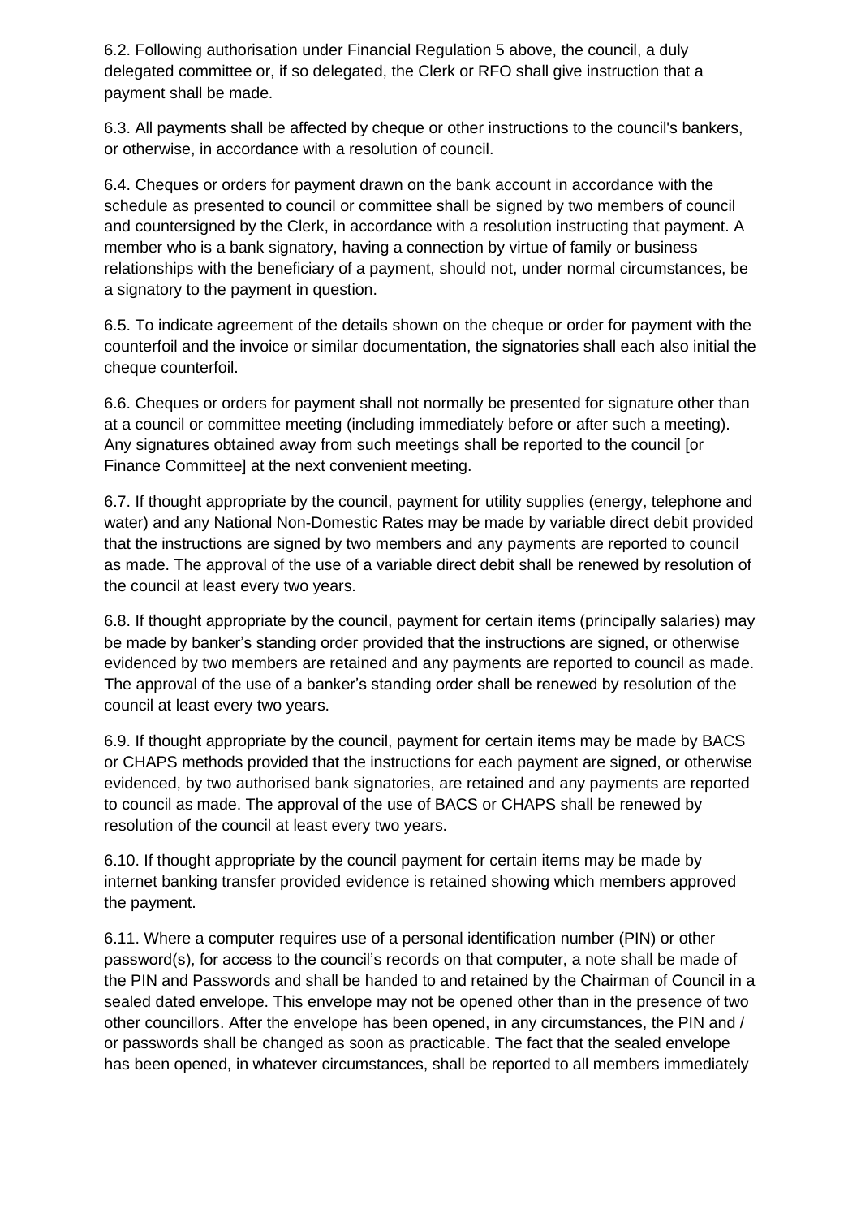6.2. Following authorisation under Financial Regulation 5 above, the council, a duly delegated committee or, if so delegated, the Clerk or RFO shall give instruction that a payment shall be made.

6.3. All payments shall be affected by cheque or other instructions to the council's bankers, or otherwise, in accordance with a resolution of council.

6.4. Cheques or orders for payment drawn on the bank account in accordance with the schedule as presented to council or committee shall be signed by two members of council and countersigned by the Clerk, in accordance with a resolution instructing that payment. A member who is a bank signatory, having a connection by virtue of family or business relationships with the beneficiary of a payment, should not, under normal circumstances, be a signatory to the payment in question.

6.5. To indicate agreement of the details shown on the cheque or order for payment with the counterfoil and the invoice or similar documentation, the signatories shall each also initial the cheque counterfoil.

6.6. Cheques or orders for payment shall not normally be presented for signature other than at a council or committee meeting (including immediately before or after such a meeting). Any signatures obtained away from such meetings shall be reported to the council [or Finance Committee] at the next convenient meeting.

6.7. If thought appropriate by the council, payment for utility supplies (energy, telephone and water) and any National Non-Domestic Rates may be made by variable direct debit provided that the instructions are signed by two members and any payments are reported to council as made. The approval of the use of a variable direct debit shall be renewed by resolution of the council at least every two years.

6.8. If thought appropriate by the council, payment for certain items (principally salaries) may be made by banker's standing order provided that the instructions are signed, or otherwise evidenced by two members are retained and any payments are reported to council as made. The approval of the use of a banker's standing order shall be renewed by resolution of the council at least every two years.

6.9. If thought appropriate by the council, payment for certain items may be made by BACS or CHAPS methods provided that the instructions for each payment are signed, or otherwise evidenced, by two authorised bank signatories, are retained and any payments are reported to council as made. The approval of the use of BACS or CHAPS shall be renewed by resolution of the council at least every two years.

6.10. If thought appropriate by the council payment for certain items may be made by internet banking transfer provided evidence is retained showing which members approved the payment.

6.11. Where a computer requires use of a personal identification number (PIN) or other password(s), for access to the council's records on that computer, a note shall be made of the PIN and Passwords and shall be handed to and retained by the Chairman of Council in a sealed dated envelope. This envelope may not be opened other than in the presence of two other councillors. After the envelope has been opened, in any circumstances, the PIN and / or passwords shall be changed as soon as practicable. The fact that the sealed envelope has been opened, in whatever circumstances, shall be reported to all members immediately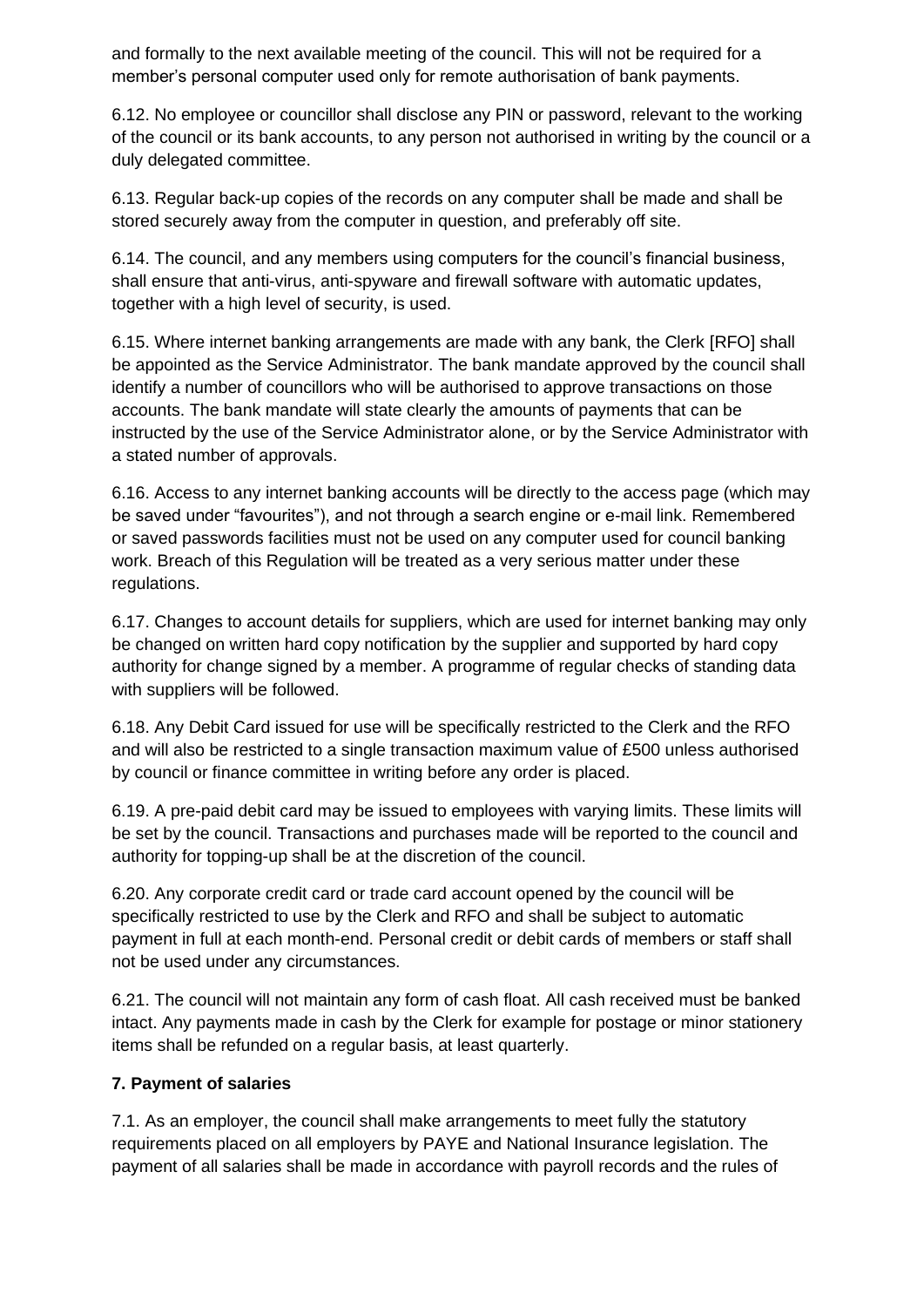and formally to the next available meeting of the council. This will not be required for a member's personal computer used only for remote authorisation of bank payments.

6.12. No employee or councillor shall disclose any PIN or password, relevant to the working of the council or its bank accounts, to any person not authorised in writing by the council or a duly delegated committee.

6.13. Regular back-up copies of the records on any computer shall be made and shall be stored securely away from the computer in question, and preferably off site.

6.14. The council, and any members using computers for the council's financial business, shall ensure that anti-virus, anti-spyware and firewall software with automatic updates, together with a high level of security, is used.

6.15. Where internet banking arrangements are made with any bank, the Clerk [RFO] shall be appointed as the Service Administrator. The bank mandate approved by the council shall identify a number of councillors who will be authorised to approve transactions on those accounts. The bank mandate will state clearly the amounts of payments that can be instructed by the use of the Service Administrator alone, or by the Service Administrator with a stated number of approvals.

6.16. Access to any internet banking accounts will be directly to the access page (which may be saved under "favourites"), and not through a search engine or e-mail link. Remembered or saved passwords facilities must not be used on any computer used for council banking work. Breach of this Regulation will be treated as a very serious matter under these regulations.

6.17. Changes to account details for suppliers, which are used for internet banking may only be changed on written hard copy notification by the supplier and supported by hard copy authority for change signed by a member. A programme of regular checks of standing data with suppliers will be followed.

6.18. Any Debit Card issued for use will be specifically restricted to the Clerk and the RFO and will also be restricted to a single transaction maximum value of £500 unless authorised by council or finance committee in writing before any order is placed.

6.19. A pre-paid debit card may be issued to employees with varying limits. These limits will be set by the council. Transactions and purchases made will be reported to the council and authority for topping-up shall be at the discretion of the council.

6.20. Any corporate credit card or trade card account opened by the council will be specifically restricted to use by the Clerk and RFO and shall be subject to automatic payment in full at each month-end. Personal credit or debit cards of members or staff shall not be used under any circumstances.

6.21. The council will not maintain any form of cash float. All cash received must be banked intact. Any payments made in cash by the Clerk for example for postage or minor stationery items shall be refunded on a regular basis, at least quarterly.

**7. Payment of salaries**

7.1. As an employer, the council shall make arrangements to meet fully the statutory requirements placed on all employers by PAYE and National Insurance legislation. The payment of all salaries shall be made in accordance with payroll records and the rules of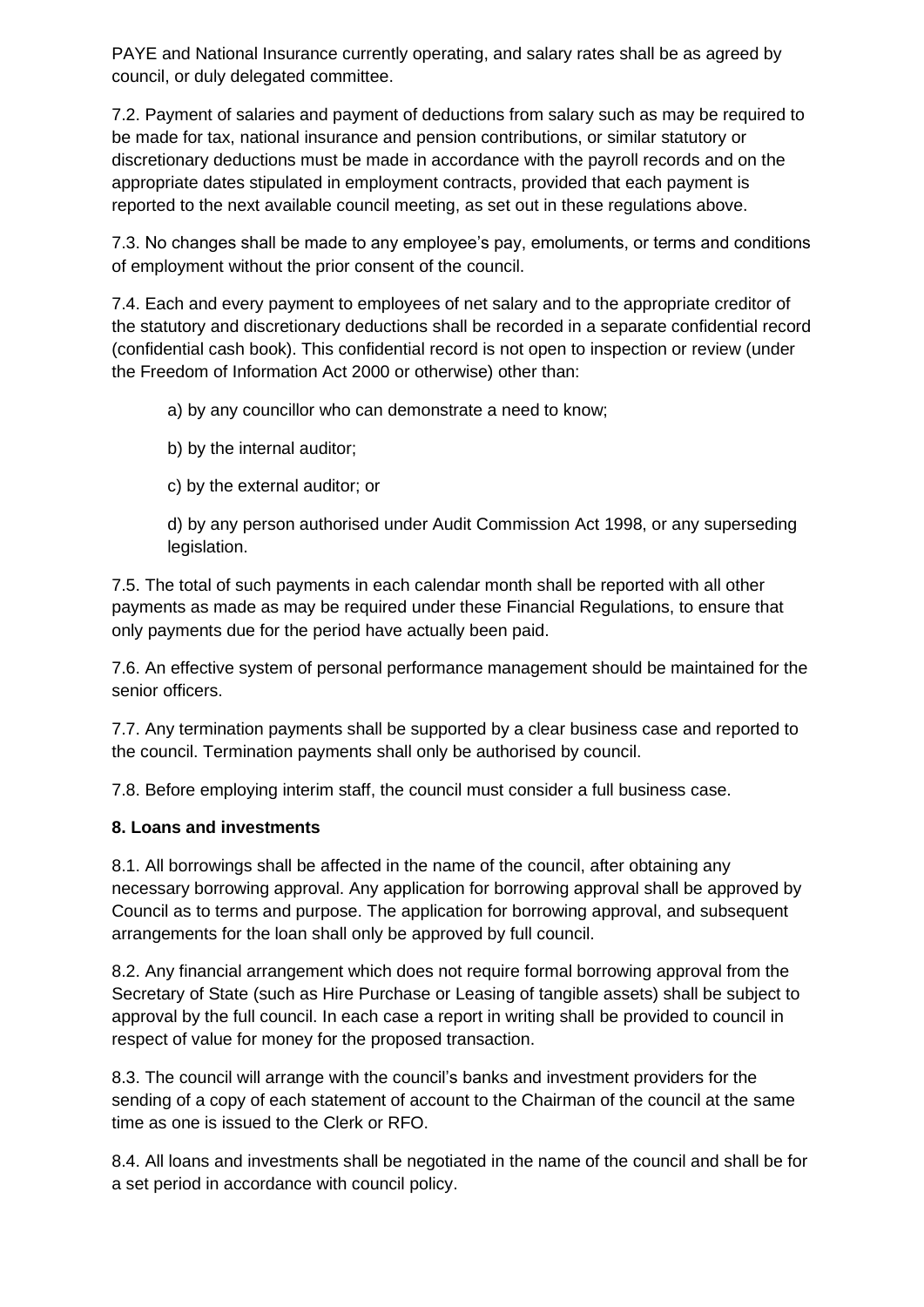PAYE and National Insurance currently operating, and salary rates shall be as agreed by council, or duly delegated committee.

7.2. Payment of salaries and payment of deductions from salary such as may be required to be made for tax, national insurance and pension contributions, or similar statutory or discretionary deductions must be made in accordance with the payroll records and on the appropriate dates stipulated in employment contracts, provided that each payment is reported to the next available council meeting, as set out in these regulations above.

7.3. No changes shall be made to any employee's pay, emoluments, or terms and conditions of employment without the prior consent of the council.

7.4. Each and every payment to employees of net salary and to the appropriate creditor of the statutory and discretionary deductions shall be recorded in a separate confidential record (confidential cash book). This confidential record is not open to inspection or review (under the Freedom of Information Act 2000 or otherwise) other than:

a) by any councillor who can demonstrate a need to know;

b) by the internal auditor;

c) by the external auditor; or

d) by any person authorised under Audit Commission Act 1998, or any superseding legislation.

7.5. The total of such payments in each calendar month shall be reported with all other payments as made as may be required under these Financial Regulations, to ensure that only payments due for the period have actually been paid.

7.6. An effective system of personal performance management should be maintained for the senior officers.

7.7. Any termination payments shall be supported by a clear business case and reported to the council. Termination payments shall only be authorised by council.

7.8. Before employing interim staff, the council must consider a full business case.

**8. Loans and investments**

8.1. All borrowings shall be affected in the name of the council, after obtaining any necessary borrowing approval. Any application for borrowing approval shall be approved by Council as to terms and purpose. The application for borrowing approval, and subsequent arrangements for the loan shall only be approved by full council.

8.2. Any financial arrangement which does not require formal borrowing approval from the Secretary of State (such as Hire Purchase or Leasing of tangible assets) shall be subject to approval by the full council. In each case a report in writing shall be provided to council in respect of value for money for the proposed transaction.

8.3. The council will arrange with the council's banks and investment providers for the sending of a copy of each statement of account to the Chairman of the council at the same time as one is issued to the Clerk or RFO.

8.4. All loans and investments shall be negotiated in the name of the council and shall be for a set period in accordance with council policy.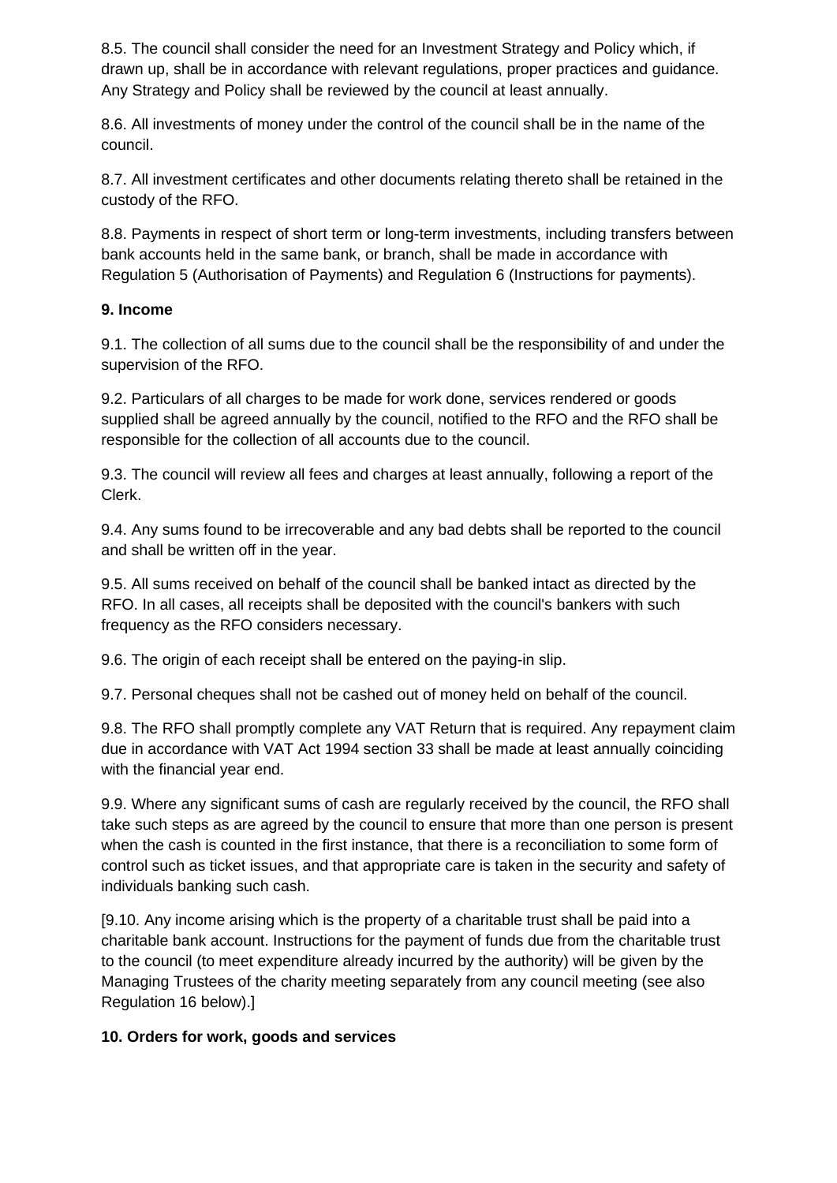8.5. The council shall consider the need for an Investment Strategy and Policy which, if drawn up, shall be in accordance with relevant regulations, proper practices and guidance. Any Strategy and Policy shall be reviewed by the council at least annually.

8.6. All investments of money under the control of the council shall be in the name of the council.

8.7. All investment certificates and other documents relating thereto shall be retained in the custody of the RFO.

8.8. Payments in respect of short term or long-term investments, including transfers between bank accounts held in the same bank, or branch, shall be made in accordance with Regulation 5 (Authorisation of Payments) and Regulation 6 (Instructions for payments).

**9. Income**

9.1. The collection of all sums due to the council shall be the responsibility of and under the supervision of the RFO.

9.2. Particulars of all charges to be made for work done, services rendered or goods supplied shall be agreed annually by the council, notified to the RFO and the RFO shall be responsible for the collection of all accounts due to the council.

9.3. The council will review all fees and charges at least annually, following a report of the Clerk.

9.4. Any sums found to be irrecoverable and any bad debts shall be reported to the council and shall be written off in the year.

9.5. All sums received on behalf of the council shall be banked intact as directed by the RFO. In all cases, all receipts shall be deposited with the council's bankers with such frequency as the RFO considers necessary.

9.6. The origin of each receipt shall be entered on the paying-in slip.

9.7. Personal cheques shall not be cashed out of money held on behalf of the council.

9.8. The RFO shall promptly complete any VAT Return that is required. Any repayment claim due in accordance with VAT Act 1994 section 33 shall be made at least annually coinciding with the financial year end.

9.9. Where any significant sums of cash are regularly received by the council, the RFO shall take such steps as are agreed by the council to ensure that more than one person is present when the cash is counted in the first instance, that there is a reconciliation to some form of control such as ticket issues, and that appropriate care is taken in the security and safety of individuals banking such cash.

[9.10. Any income arising which is the property of a charitable trust shall be paid into a charitable bank account. Instructions for the payment of funds due from the charitable trust to the council (to meet expenditure already incurred by the authority) will be given by the Managing Trustees of the charity meeting separately from any council meeting (see also Regulation 16 below).]

**10. Orders for work, goods and services**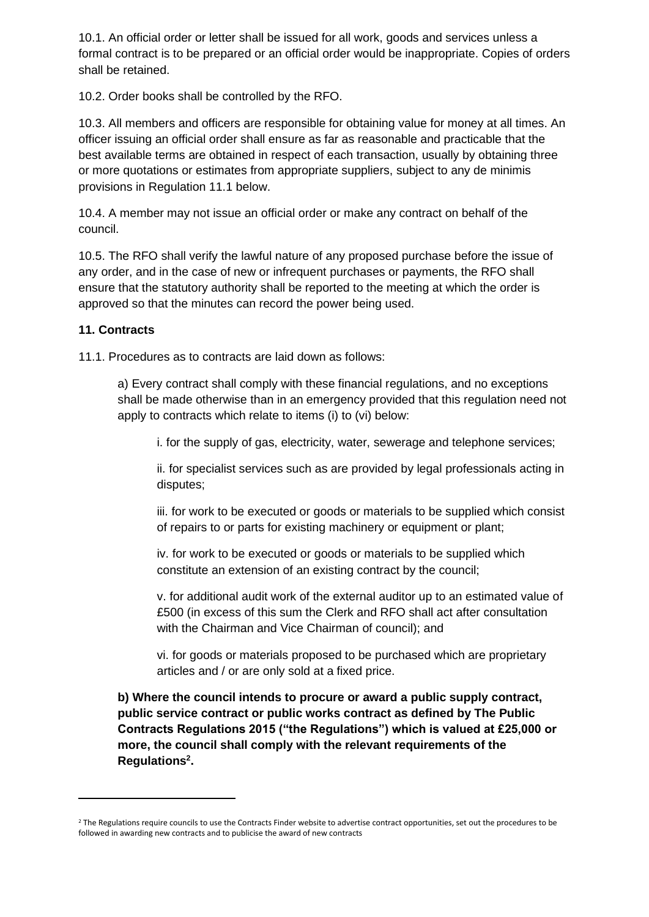10.1. An official order or letter shall be issued for all work, goods and services unless a formal contract is to be prepared or an official order would be inappropriate. Copies of orders shall be retained.

10.2. Order books shall be controlled by the RFO.

10.3. All members and officers are responsible for obtaining value for money at all times. An officer issuing an official order shall ensure as far as reasonable and practicable that the best available terms are obtained in respect of each transaction, usually by obtaining three or more quotations or estimates from appropriate suppliers, subject to any de minimis provisions in Regulation 11.1 below.

10.4. A member may not issue an official order or make any contract on behalf of the council.

10.5. The RFO shall verify the lawful nature of any proposed purchase before the issue of any order, and in the case of new or infrequent purchases or payments, the RFO shall ensure that the statutory authority shall be reported to the meeting at which the order is approved so that the minutes can record the power being used.

### 11. Contracts

11.1. Procedures as to contracts are laid down as follows:

a) Every contract shall comply with these financial regulations, and no exceptions shall be made otherwise than in an emergency provided that this regulation need not apply to contracts which relate to items (i) to (vi) below:

i. for the supply of gas, electricity, water, sewerage and telephone services;

ii. for specialist services such as are provided by legal professionals acting in disputes;

iii. for work to be executed or goods or materials to be supplied which consist of repairs to or parts for existing machinery or equipment or plant;

iv. for work to be executed or goods or materials to be supplied which constitute an extension of an existing contract by the council;

v. for additional audit work of the external auditor up to an estimated value of £500 (in excess of this sum the Clerk and RFO shall act after consultation with the Chairman and Vice Chairman of council); and

vi. for goods or materials proposed to be purchased which are proprietary articles and / or are only sold at a fixed price.

**b) Where the council intends to procure or award a public supply contract, public service contract or public works contract as defined by The Public Contracts Regulations 2015 ("the Regulations") which is valued at £25,000 or more, the council shall comply with the relevant requirements of the Regulations[2].**

---

[2] The Regulations require councils to use the Contracts Finder website to advertise contract opportunities, set out the procedures to be followed in awarding new contracts and to publicise the award of new contracts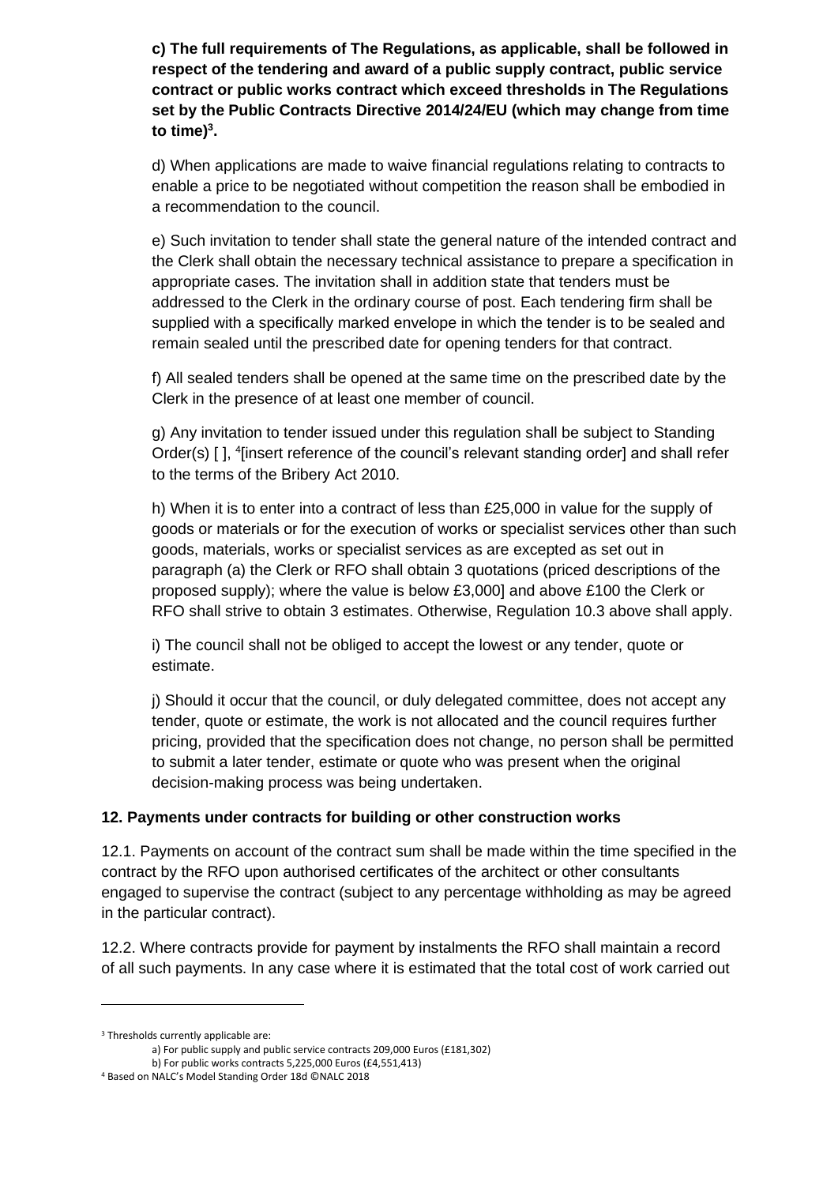**c) The full requirements of The Regulations, as applicable, shall be followed in respect of the tendering and award of a public supply contract, public service contract or public works contract which exceed thresholds in The Regulations set by the Public Contracts Directive 2014/24/EU (which may change from time to time)[3].**

d) When applications are made to waive financial regulations relating to contracts to enable a price to be negotiated without competition the reason shall be embodied in a recommendation to the council.

e) Such invitation to tender shall state the general nature of the intended contract and the Clerk shall obtain the necessary technical assistance to prepare a specification in appropriate cases. The invitation shall in addition state that tenders must be addressed to the Clerk in the ordinary course of post. Each tendering firm shall be supplied with a specifically marked envelope in which the tender is to be sealed and remain sealed until the prescribed date for opening tenders for that contract.

f) All sealed tenders shall be opened at the same time on the prescribed date by the Clerk in the presence of at least one member of council.

g) Any invitation to tender issued under this regulation shall be subject to Standing Order(s) [ ], [4][insert reference of the council's relevant standing order] and shall refer to the terms of the Bribery Act 2010.

h) When it is to enter into a contract of less than £25,000 in value for the supply of goods or materials or for the execution of works or specialist services other than such goods, materials, works or specialist services as are excepted as set out in paragraph (a) the Clerk or RFO shall obtain 3 quotations (priced descriptions of the proposed supply); where the value is below £3,000] and above £100 the Clerk or RFO shall strive to obtain 3 estimates. Otherwise, Regulation 10.3 above shall apply.

i) The council shall not be obliged to accept the lowest or any tender, quote or estimate.

j) Should it occur that the council, or duly delegated committee, does not accept any tender, quote or estimate, the work is not allocated and the council requires further pricing, provided that the specification does not change, no person shall be permitted to submit a later tender, estimate or quote who was present when the original decision-making process was being undertaken.

## 12. Payments under contracts for building or other construction works

12.1. Payments on account of the contract sum shall be made within the time specified in the contract by the RFO upon authorised certificates of the architect or other consultants engaged to supervise the contract (subject to any percentage withholding as may be agreed in the particular contract).

12.2. Where contracts provide for payment by instalments the RFO shall maintain a record of all such payments. In any case where it is estimated that the total cost of work carried out

---

[3] Thresholds currently applicable are:
a) For public supply and public service contracts 209,000 Euros (£181,302)
b) For public works contracts 5,225,000 Euros (£4,551,413)

[4] Based on NALC's Model Standing Order 18d ©NALC 2018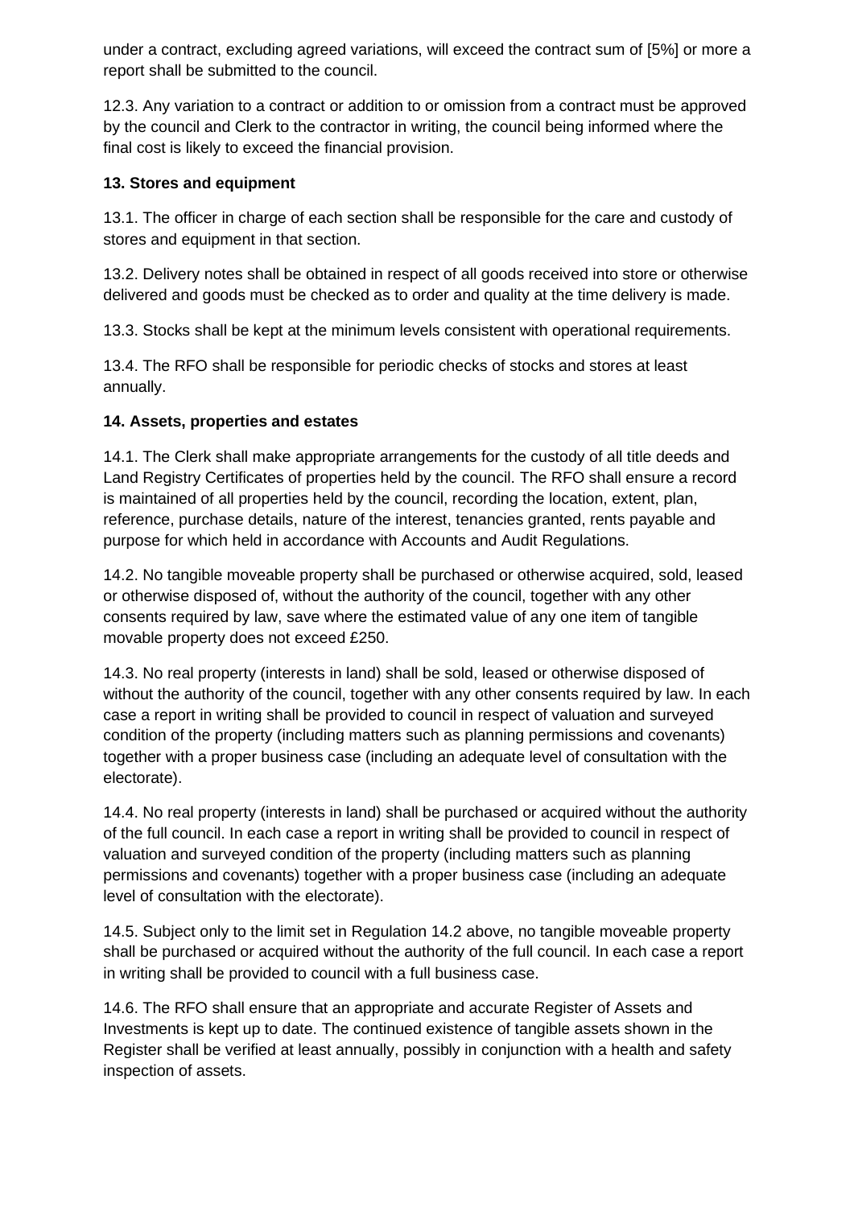under a contract, excluding agreed variations, will exceed the contract sum of [5%] or more a report shall be submitted to the council.

12.3. Any variation to a contract or addition to or omission from a contract must be approved by the council and Clerk to the contractor in writing, the council being informed where the final cost is likely to exceed the financial provision.

**13. Stores and equipment**

13.1. The officer in charge of each section shall be responsible for the care and custody of stores and equipment in that section.

13.2. Delivery notes shall be obtained in respect of all goods received into store or otherwise delivered and goods must be checked as to order and quality at the time delivery is made.

13.3. Stocks shall be kept at the minimum levels consistent with operational requirements.

13.4. The RFO shall be responsible for periodic checks of stocks and stores at least annually.

**14. Assets, properties and estates**

14.1. The Clerk shall make appropriate arrangements for the custody of all title deeds and Land Registry Certificates of properties held by the council. The RFO shall ensure a record is maintained of all properties held by the council, recording the location, extent, plan, reference, purchase details, nature of the interest, tenancies granted, rents payable and purpose for which held in accordance with Accounts and Audit Regulations.

14.2. No tangible moveable property shall be purchased or otherwise acquired, sold, leased or otherwise disposed of, without the authority of the council, together with any other consents required by law, save where the estimated value of any one item of tangible movable property does not exceed £250.

14.3. No real property (interests in land) shall be sold, leased or otherwise disposed of without the authority of the council, together with any other consents required by law. In each case a report in writing shall be provided to council in respect of valuation and surveyed condition of the property (including matters such as planning permissions and covenants) together with a proper business case (including an adequate level of consultation with the electorate).

14.4. No real property (interests in land) shall be purchased or acquired without the authority of the full council. In each case a report in writing shall be provided to council in respect of valuation and surveyed condition of the property (including matters such as planning permissions and covenants) together with a proper business case (including an adequate level of consultation with the electorate).

14.5. Subject only to the limit set in Regulation 14.2 above, no tangible moveable property shall be purchased or acquired without the authority of the full council. In each case a report in writing shall be provided to council with a full business case.

14.6. The RFO shall ensure that an appropriate and accurate Register of Assets and Investments is kept up to date. The continued existence of tangible assets shown in the Register shall be verified at least annually, possibly in conjunction with a health and safety inspection of assets.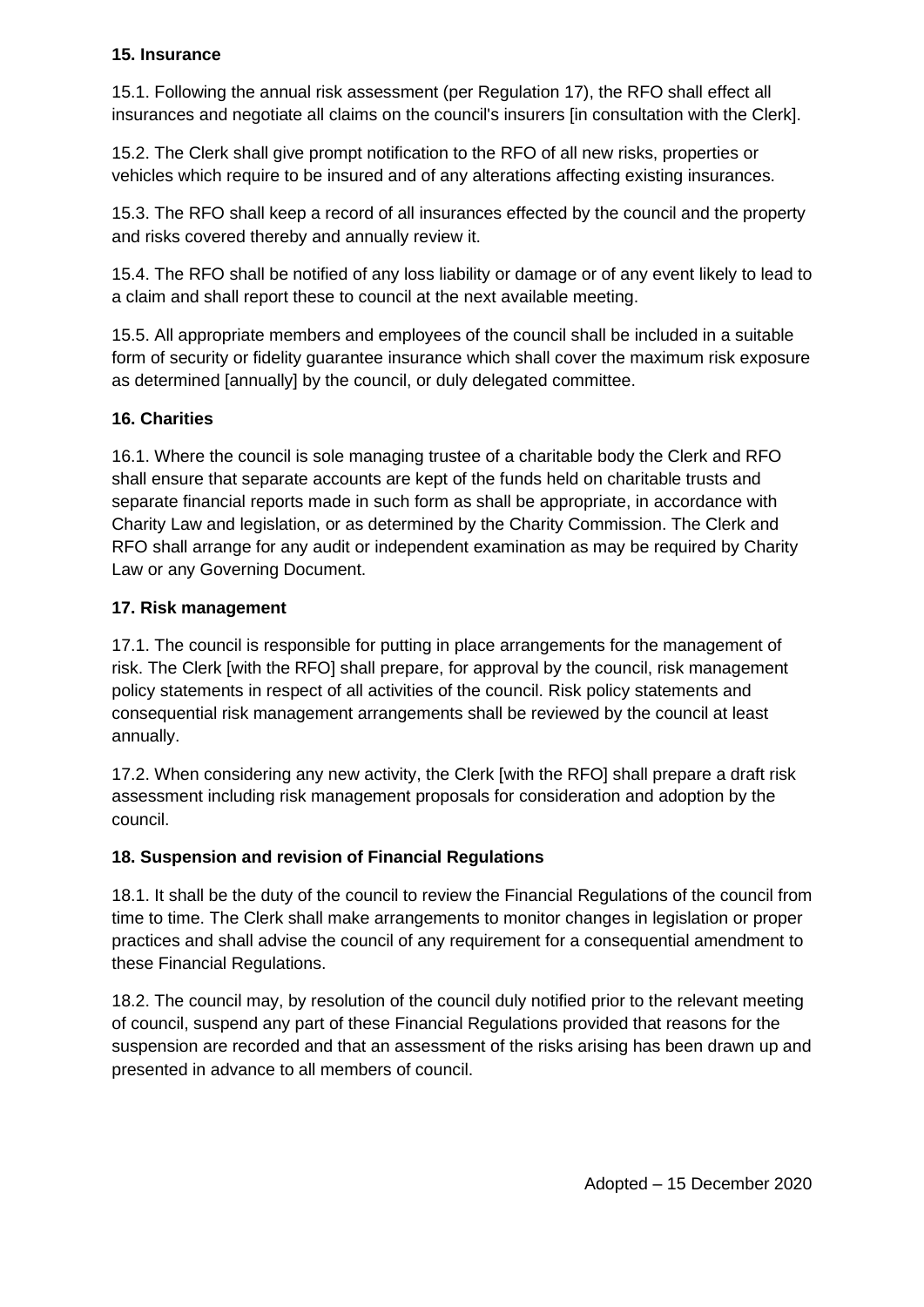**15. Insurance**

15.1. Following the annual risk assessment (per Regulation 17), the RFO shall effect all insurances and negotiate all claims on the council's insurers [in consultation with the Clerk].

15.2. The Clerk shall give prompt notification to the RFO of all new risks, properties or vehicles which require to be insured and of any alterations affecting existing insurances.

15.3. The RFO shall keep a record of all insurances effected by the council and the property and risks covered thereby and annually review it.

15.4. The RFO shall be notified of any loss liability or damage or of any event likely to lead to a claim and shall report these to council at the next available meeting.

15.5. All appropriate members and employees of the council shall be included in a suitable form of security or fidelity guarantee insurance which shall cover the maximum risk exposure as determined [annually] by the council, or duly delegated committee.

**16. Charities**

16.1. Where the council is sole managing trustee of a charitable body the Clerk and RFO shall ensure that separate accounts are kept of the funds held on charitable trusts and separate financial reports made in such form as shall be appropriate, in accordance with Charity Law and legislation, or as determined by the Charity Commission. The Clerk and RFO shall arrange for any audit or independent examination as may be required by Charity Law or any Governing Document.

**17. Risk management**

17.1. The council is responsible for putting in place arrangements for the management of risk. The Clerk [with the RFO] shall prepare, for approval by the council, risk management policy statements in respect of all activities of the council. Risk policy statements and consequential risk management arrangements shall be reviewed by the council at least annually.

17.2. When considering any new activity, the Clerk [with the RFO] shall prepare a draft risk assessment including risk management proposals for consideration and adoption by the council.

**18. Suspension and revision of Financial Regulations**

18.1. It shall be the duty of the council to review the Financial Regulations of the council from time to time. The Clerk shall make arrangements to monitor changes in legislation or proper practices and shall advise the council of any requirement for a consequential amendment to these Financial Regulations.

18.2. The council may, by resolution of the council duly notified prior to the relevant meeting of council, suspend any part of these Financial Regulations provided that reasons for the suspension are recorded and that an assessment of the risks arising has been drawn up and presented in advance to all members of council.

Adopted – 15 December 2020